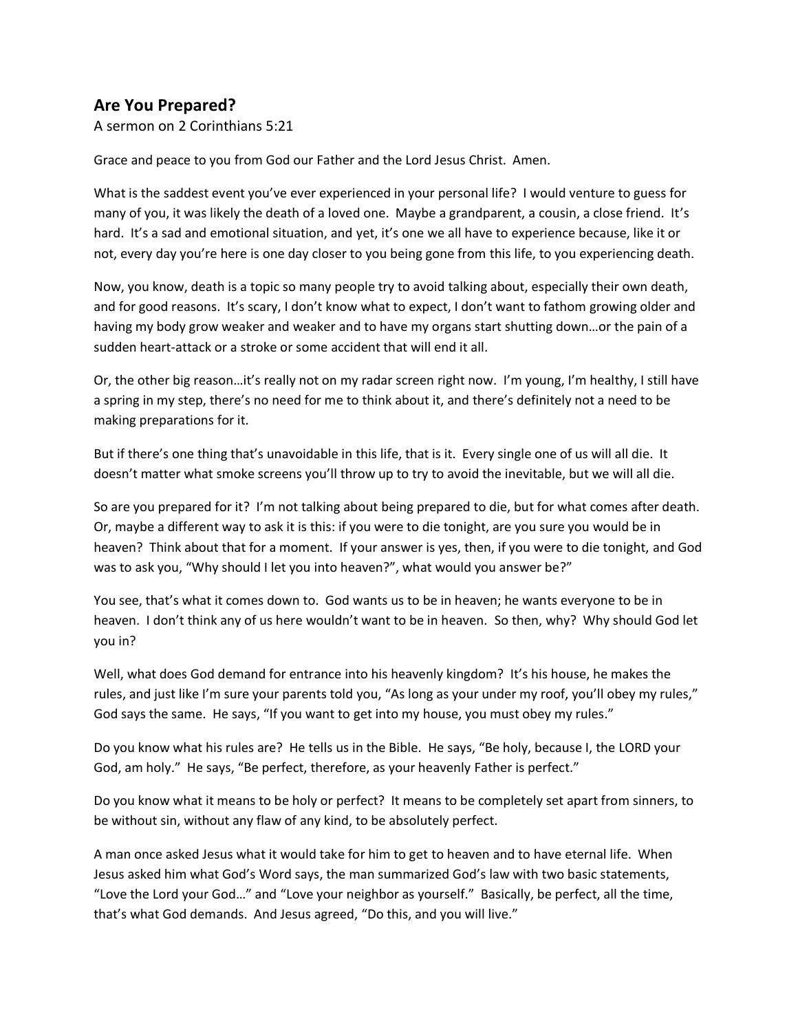## Are You Prepared?

A sermon on 2 Corinthians 5:21

Grace and peace to you from God our Father and the Lord Jesus Christ. Amen.

What is the saddest event you've ever experienced in your personal life? I would venture to guess for many of you, it was likely the death of a loved one. Maybe a grandparent, a cousin, a close friend. It's hard. It's a sad and emotional situation, and yet, it's one we all have to experience because, like it or not, every day you're here is one day closer to you being gone from this life, to you experiencing death.

Now, you know, death is a topic so many people try to avoid talking about, especially their own death, and for good reasons. It's scary, I don't know what to expect, I don't want to fathom growing older and having my body grow weaker and weaker and to have my organs start shutting down…or the pain of a sudden heart-attack or a stroke or some accident that will end it all.

Or, the other big reason…it's really not on my radar screen right now. I'm young, I'm healthy, I still have a spring in my step, there's no need for me to think about it, and there's definitely not a need to be making preparations for it.

But if there's one thing that's unavoidable in this life, that is it. Every single one of us will all die. It doesn't matter what smoke screens you'll throw up to try to avoid the inevitable, but we will all die.

So are you prepared for it? I'm not talking about being prepared to die, but for what comes after death. Or, maybe a different way to ask it is this: if you were to die tonight, are you sure you would be in heaven? Think about that for a moment. If your answer is yes, then, if you were to die tonight, and God was to ask you, "Why should I let you into heaven?", what would you answer be?"

You see, that's what it comes down to. God wants us to be in heaven; he wants everyone to be in heaven. I don't think any of us here wouldn't want to be in heaven. So then, why? Why should God let you in?

Well, what does God demand for entrance into his heavenly kingdom? It's his house, he makes the rules, and just like I'm sure your parents told you, "As long as your under my roof, you'll obey my rules," God says the same. He says, "If you want to get into my house, you must obey my rules."

Do you know what his rules are? He tells us in the Bible. He says, "Be holy, because I, the LORD your God, am holy." He says, "Be perfect, therefore, as your heavenly Father is perfect."

Do you know what it means to be holy or perfect? It means to be completely set apart from sinners, to be without sin, without any flaw of any kind, to be absolutely perfect.

A man once asked Jesus what it would take for him to get to heaven and to have eternal life. When Jesus asked him what God's Word says, the man summarized God's law with two basic statements, "Love the Lord your God…" and "Love your neighbor as yourself." Basically, be perfect, all the time, that's what God demands. And Jesus agreed, "Do this, and you will live."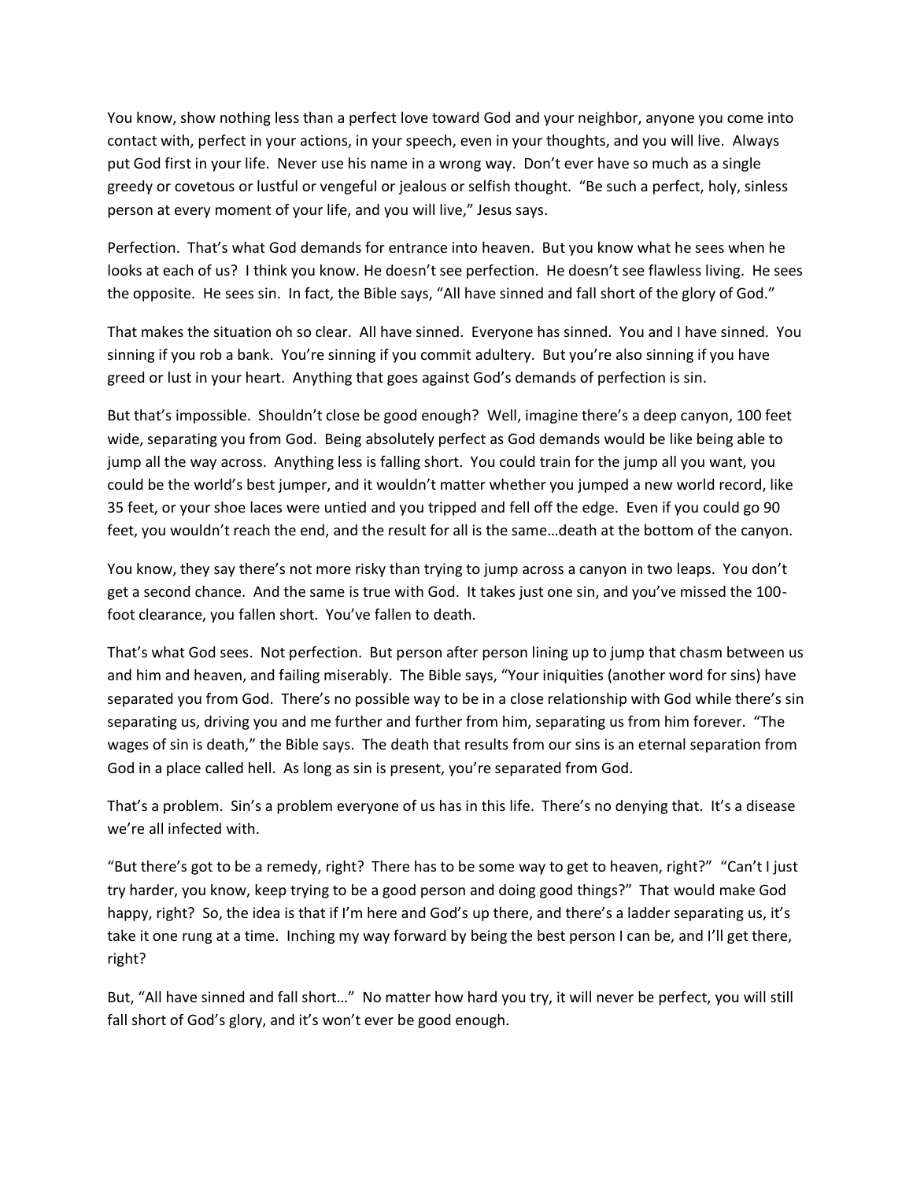You know, show nothing less than a perfect love toward God and your neighbor, anyone you come into contact with, perfect in your actions, in your speech, even in your thoughts, and you will live. Always put God first in your life. Never use his name in a wrong way. Don't ever have so much as a single greedy or covetous or lustful or vengeful or jealous or selfish thought. "Be such a perfect, holy, sinless person at every moment of your life, and you will live," Jesus says.

Perfection. That's what God demands for entrance into heaven. But you know what he sees when he looks at each of us? I think you know. He doesn't see perfection. He doesn't see flawless living. He sees the opposite. He sees sin. In fact, the Bible says, "All have sinned and fall short of the glory of God."

That makes the situation oh so clear. All have sinned. Everyone has sinned. You and I have sinned. You sinning if you rob a bank. You're sinning if you commit adultery. But you're also sinning if you have greed or lust in your heart. Anything that goes against God's demands of perfection is sin.

But that's impossible. Shouldn't close be good enough? Well, imagine there's a deep canyon, 100 feet wide, separating you from God. Being absolutely perfect as God demands would be like being able to jump all the way across. Anything less is falling short. You could train for the jump all you want, you could be the world's best jumper, and it wouldn't matter whether you jumped a new world record, like 35 feet, or your shoe laces were untied and you tripped and fell off the edge. Even if you could go 90 feet, you wouldn't reach the end, and the result for all is the same…death at the bottom of the canyon.

You know, they say there's not more risky than trying to jump across a canyon in two leaps. You don't get a second chance. And the same is true with God. It takes just one sin, and you've missed the 100-foot clearance, you fallen short. You've fallen to death.

That's what God sees. Not perfection. But person after person lining up to jump that chasm between us and him and heaven, and failing miserably. The Bible says, "Your iniquities (another word for sins) have separated you from God. There's no possible way to be in a close relationship with God while there's sin separating us, driving you and me further and further from him, separating us from him forever. "The wages of sin is death," the Bible says. The death that results from our sins is an eternal separation from God in a place called hell. As long as sin is present, you're separated from God.

That's a problem. Sin's a problem everyone of us has in this life. There's no denying that. It's a disease we're all infected with.

"But there's got to be a remedy, right? There has to be some way to get to heaven, right?" "Can't I just try harder, you know, keep trying to be a good person and doing good things?" That would make God happy, right? So, the idea is that if I'm here and God's up there, and there's a ladder separating us, it's take it one rung at a time. Inching my way forward by being the best person I can be, and I'll get there, right?

But, "All have sinned and fall short…" No matter how hard you try, it will never be perfect, you will still fall short of God's glory, and it's won't ever be good enough.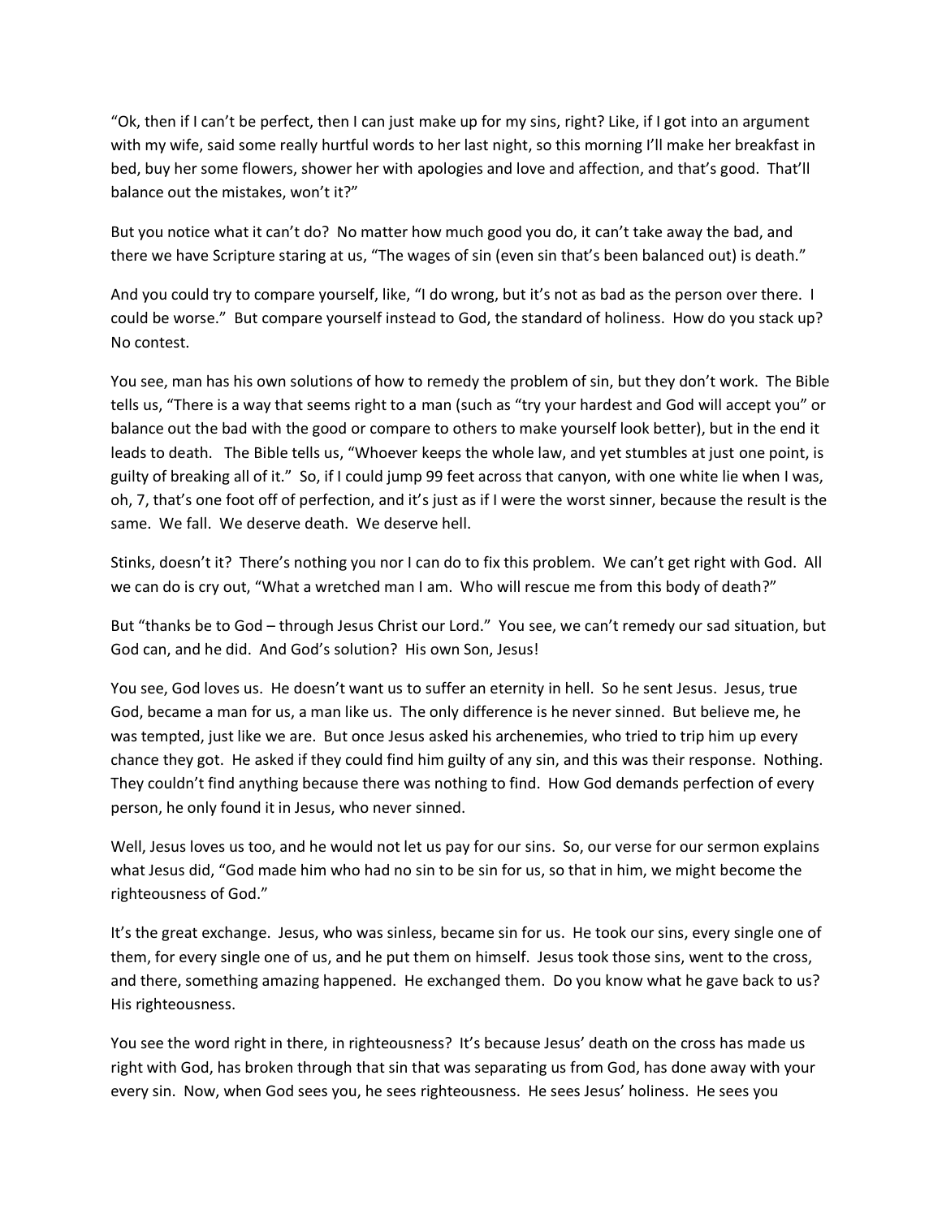"Ok, then if I can't be perfect, then I can just make up for my sins, right? Like, if I got into an argument with my wife, said some really hurtful words to her last night, so this morning I'll make her breakfast in bed, buy her some flowers, shower her with apologies and love and affection, and that's good. That'll balance out the mistakes, won't it?"

But you notice what it can't do? No matter how much good you do, it can't take away the bad, and there we have Scripture staring at us, "The wages of sin (even sin that's been balanced out) is death."

And you could try to compare yourself, like, "I do wrong, but it's not as bad as the person over there. I could be worse." But compare yourself instead to God, the standard of holiness. How do you stack up? No contest.

You see, man has his own solutions of how to remedy the problem of sin, but they don't work. The Bible tells us, "There is a way that seems right to a man (such as "try your hardest and God will accept you" or balance out the bad with the good or compare to others to make yourself look better), but in the end it leads to death. The Bible tells us, "Whoever keeps the whole law, and yet stumbles at just one point, is guilty of breaking all of it." So, if I could jump 99 feet across that canyon, with one white lie when I was, oh, 7, that's one foot off of perfection, and it's just as if I were the worst sinner, because the result is the same. We fall. We deserve death. We deserve hell.

Stinks, doesn't it? There's nothing you nor I can do to fix this problem. We can't get right with God. All we can do is cry out, "What a wretched man I am. Who will rescue me from this body of death?"

But "thanks be to God – through Jesus Christ our Lord." You see, we can't remedy our sad situation, but God can, and he did. And God's solution? His own Son, Jesus!

You see, God loves us. He doesn't want us to suffer an eternity in hell. So he sent Jesus. Jesus, true God, became a man for us, a man like us. The only difference is he never sinned. But believe me, he was tempted, just like we are. But once Jesus asked his archenemies, who tried to trip him up every chance they got. He asked if they could find him guilty of any sin, and this was their response. Nothing. They couldn't find anything because there was nothing to find. How God demands perfection of every person, he only found it in Jesus, who never sinned.

Well, Jesus loves us too, and he would not let us pay for our sins. So, our verse for our sermon explains what Jesus did, "God made him who had no sin to be sin for us, so that in him, we might become the righteousness of God."

It's the great exchange. Jesus, who was sinless, became sin for us. He took our sins, every single one of them, for every single one of us, and he put them on himself. Jesus took those sins, went to the cross, and there, something amazing happened. He exchanged them. Do you know what he gave back to us? His righteousness.

You see the word right in there, in righteousness? It's because Jesus' death on the cross has made us right with God, has broken through that sin that was separating us from God, has done away with your every sin. Now, when God sees you, he sees righteousness. He sees Jesus' holiness. He sees you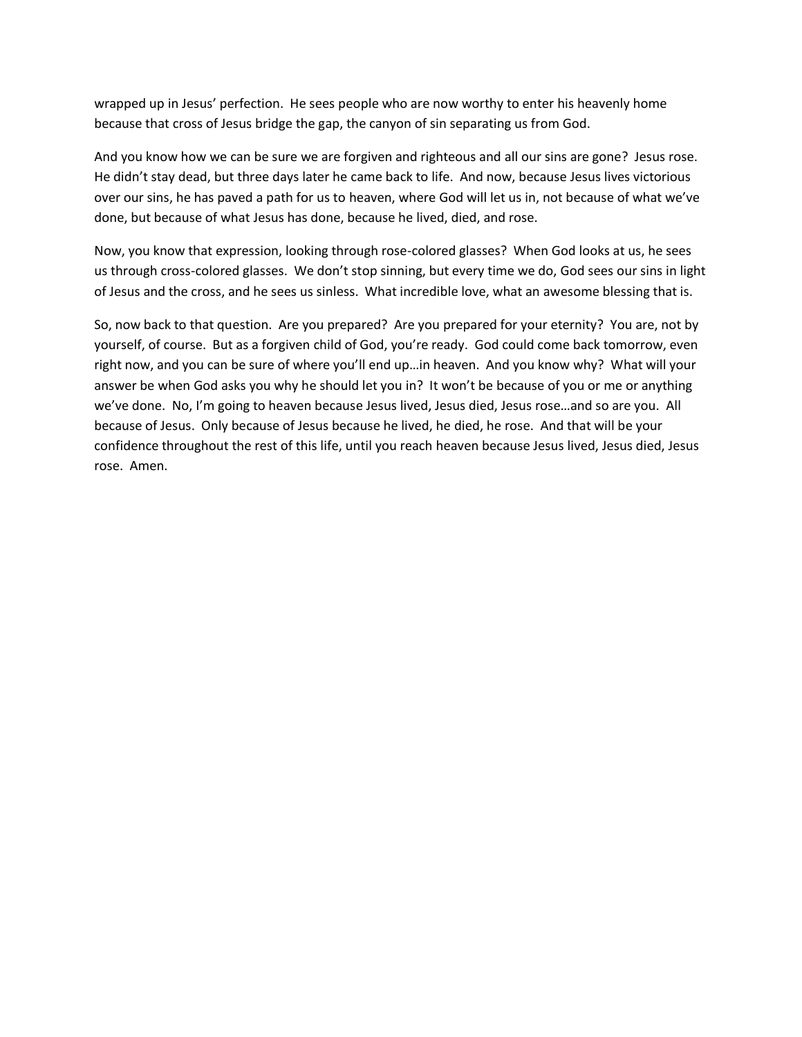wrapped up in Jesus' perfection. He sees people who are now worthy to enter his heavenly home because that cross of Jesus bridge the gap, the canyon of sin separating us from God.

And you know how we can be sure we are forgiven and righteous and all our sins are gone? Jesus rose. He didn't stay dead, but three days later he came back to life. And now, because Jesus lives victorious over our sins, he has paved a path for us to heaven, where God will let us in, not because of what we've done, but because of what Jesus has done, because he lived, died, and rose.

Now, you know that expression, looking through rose-colored glasses? When God looks at us, he sees us through cross-colored glasses. We don't stop sinning, but every time we do, God sees our sins in light of Jesus and the cross, and he sees us sinless. What incredible love, what an awesome blessing that is.

So, now back to that question. Are you prepared? Are you prepared for your eternity? You are, not by yourself, of course. But as a forgiven child of God, you're ready. God could come back tomorrow, even right now, and you can be sure of where you'll end up…in heaven. And you know why? What will your answer be when God asks you why he should let you in? It won't be because of you or me or anything we've done. No, I'm going to heaven because Jesus lived, Jesus died, Jesus rose…and so are you. All because of Jesus. Only because of Jesus because he lived, he died, he rose. And that will be your confidence throughout the rest of this life, until you reach heaven because Jesus lived, Jesus died, Jesus rose. Amen.